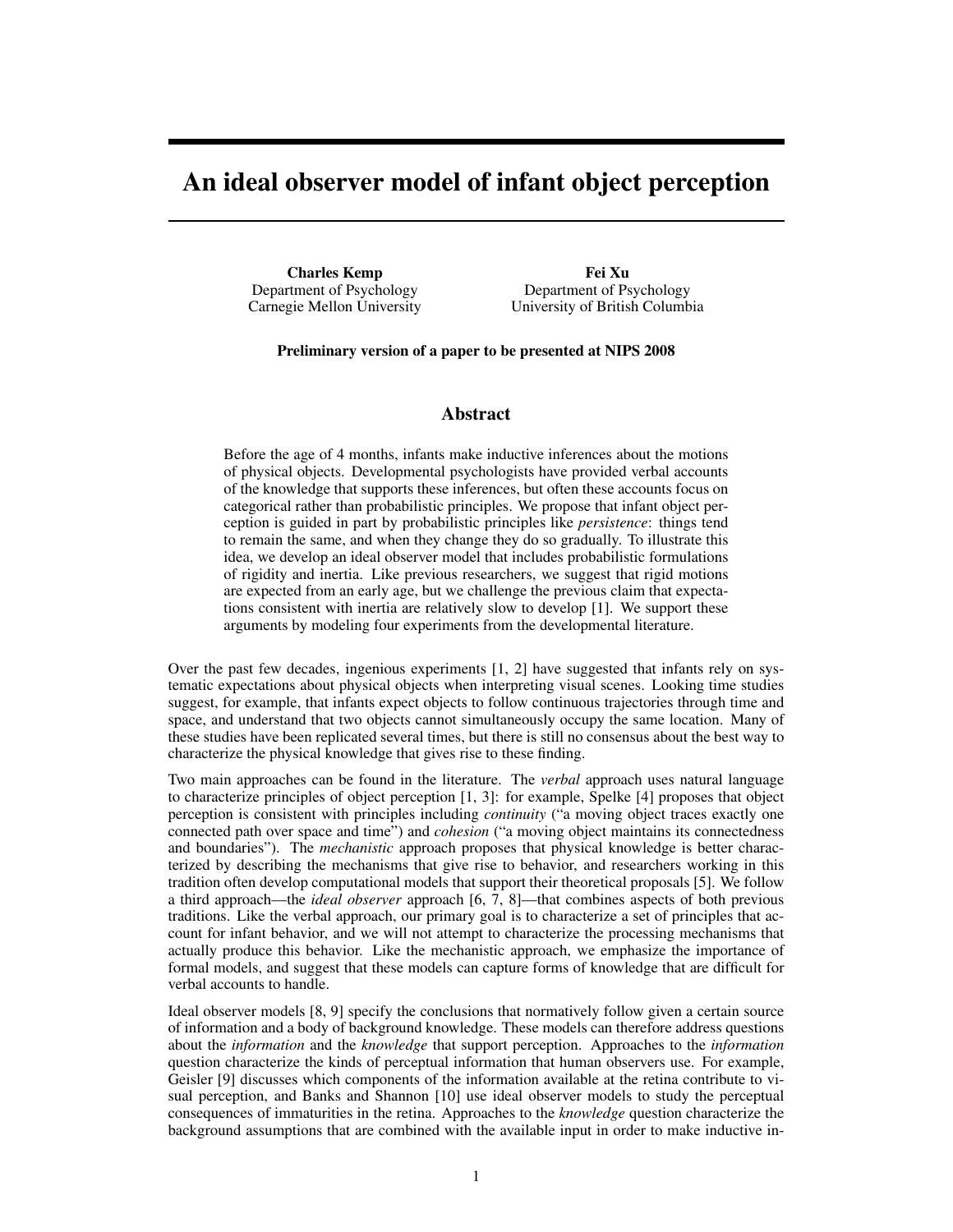# An ideal observer model of infant object perception

**Charles Kemp**
Department of Psychology
Carnegie Mellon University

**Fei Xu**
Department of Psychology
University of British Columbia

**Preliminary version of a paper to be presented at NIPS 2008**

## Abstract

Before the age of 4 months, infants make inductive inferences about the motions of physical objects. Developmental psychologists have provided verbal accounts of the knowledge that supports these inferences, but often these accounts focus on categorical rather than probabilistic principles. We propose that infant object perception is guided in part by probabilistic principles like *persistence*: things tend to remain the same, and when they change they do so gradually. To illustrate this idea, we develop an ideal observer model that includes probabilistic formulations of rigidity and inertia. Like previous researchers, we suggest that rigid motions are expected from an early age, but we challenge the previous claim that expectations consistent with inertia are relatively slow to develop [1]. We support these arguments by modeling four experiments from the developmental literature.

Over the past few decades, ingenious experiments [1, 2] have suggested that infants rely on systematic expectations about physical objects when interpreting visual scenes. Looking time studies suggest, for example, that infants expect objects to follow continuous trajectories through time and space, and understand that two objects cannot simultaneously occupy the same location. Many of these studies have been replicated several times, but there is still no consensus about the best way to characterize the physical knowledge that gives rise to these finding.

Two main approaches can be found in the literature. The *verbal* approach uses natural language to characterize principles of object perception [1, 3]: for example, Spelke [4] proposes that object perception is consistent with principles including *continuity* ("a moving object traces exactly one connected path over space and time") and *cohesion* ("a moving object maintains its connectedness and boundaries"). The *mechanistic* approach proposes that physical knowledge is better characterized by describing the mechanisms that give rise to behavior, and researchers working in this tradition often develop computational models that support their theoretical proposals [5]. We follow a third approach—the *ideal observer* approach [6, 7, 8]—that combines aspects of both previous traditions. Like the verbal approach, our primary goal is to characterize a set of principles that account for infant behavior, and we will not attempt to characterize the processing mechanisms that actually produce this behavior. Like the mechanistic approach, we emphasize the importance of formal models, and suggest that these models can capture forms of knowledge that are difficult for verbal accounts to handle.

Ideal observer models [8, 9] specify the conclusions that normatively follow given a certain source of information and a body of background knowledge. These models can therefore address questions about the *information* and the *knowledge* that support perception. Approaches to the *information* question characterize the kinds of perceptual information that human observers use. For example, Geisler [9] discusses which components of the information available at the retina contribute to visual perception, and Banks and Shannon [10] use ideal observer models to study the perceptual consequences of immaturities in the retina. Approaches to the *knowledge* question characterize the background assumptions that are combined with the available input in order to make inductive in-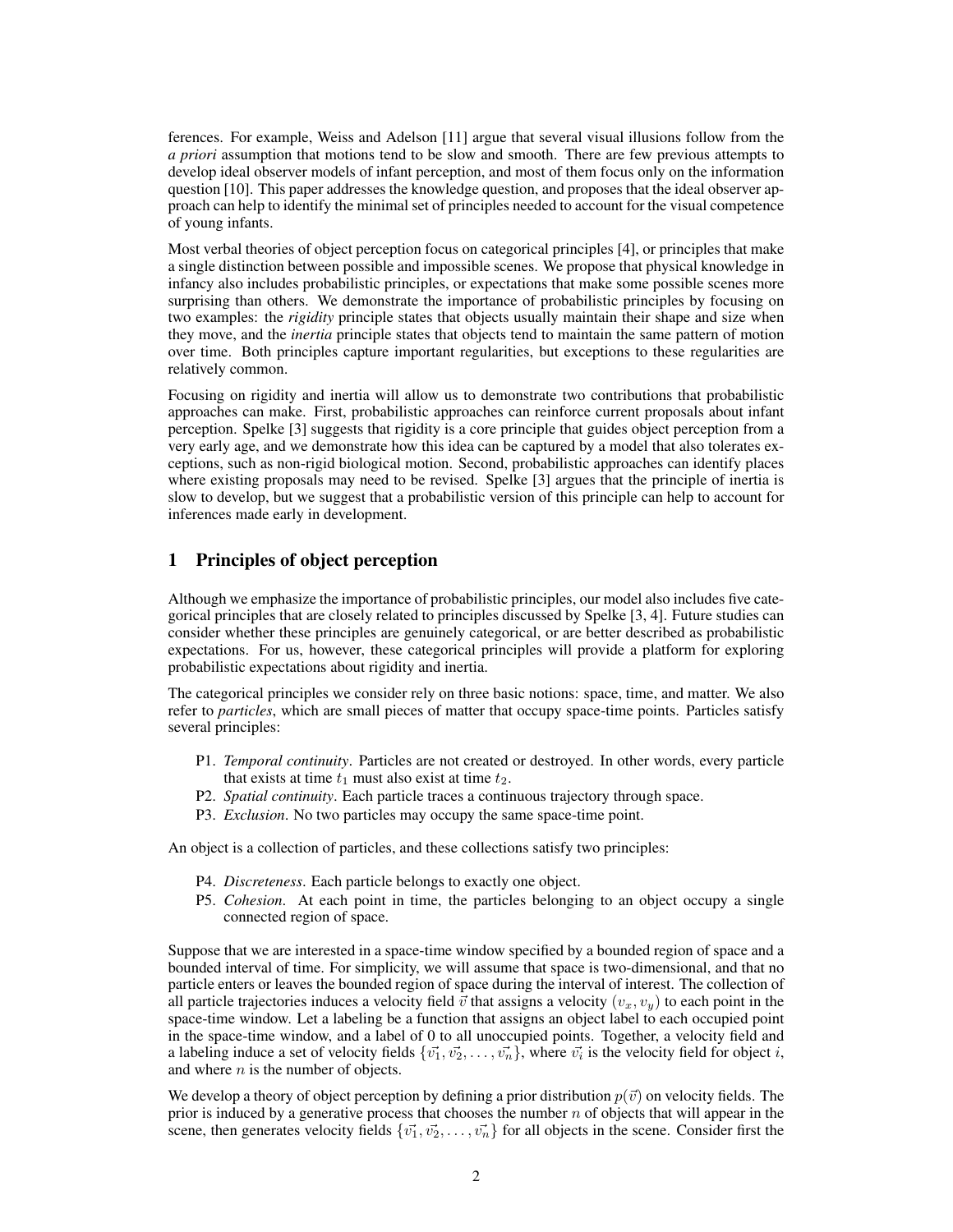ferences. For example, Weiss and Adelson [11] argue that several visual illusions follow from the *a priori* assumption that motions tend to be slow and smooth. There are few previous attempts to develop ideal observer models of infant perception, and most of them focus only on the information question [10]. This paper addresses the knowledge question, and proposes that the ideal observer approach can help to identify the minimal set of principles needed to account for the visual competence of young infants.

Most verbal theories of object perception focus on categorical principles [4], or principles that make a single distinction between possible and impossible scenes. We propose that physical knowledge in infancy also includes probabilistic principles, or expectations that make some possible scenes more surprising than others. We demonstrate the importance of probabilistic principles by focusing on two examples: the *rigidity* principle states that objects usually maintain their shape and size when they move, and the *inertia* principle states that objects tend to maintain the same pattern of motion over time. Both principles capture important regularities, but exceptions to these regularities are relatively common.

Focusing on rigidity and inertia will allow us to demonstrate two contributions that probabilistic approaches can make. First, probabilistic approaches can reinforce current proposals about infant perception. Spelke [3] suggests that rigidity is a core principle that guides object perception from a very early age, and we demonstrate how this idea can be captured by a model that also tolerates exceptions, such as non-rigid biological motion. Second, probabilistic approaches can identify places where existing proposals may need to be revised. Spelke [3] argues that the principle of inertia is slow to develop, but we suggest that a probabilistic version of this principle can help to account for inferences made early in development.

# 1 Principles of object perception

Although we emphasize the importance of probabilistic principles, our model also includes five categorical principles that are closely related to principles discussed by Spelke [3, 4]. Future studies can consider whether these principles are genuinely categorical, or are better described as probabilistic expectations. For us, however, these categorical principles will provide a platform for exploring probabilistic expectations about rigidity and inertia.

The categorical principles we consider rely on three basic notions: space, time, and matter. We also refer to *particles*, which are small pieces of matter that occupy space-time points. Particles satisfy several principles:

- P1. *Temporal continuity*. Particles are not created or destroyed. In other words, every particle that exists at time $t_1$ must also exist at time $t_2$.
- P2. *Spatial continuity*. Each particle traces a continuous trajectory through space.
- P3. *Exclusion*. No two particles may occupy the same space-time point.

An object is a collection of particles, and these collections satisfy two principles:

- P4. *Discreteness*. Each particle belongs to exactly one object.
- P5. *Cohesion*. At each point in time, the particles belonging to an object occupy a single connected region of space.

Suppose that we are interested in a space-time window specified by a bounded region of space and a bounded interval of time. For simplicity, we will assume that space is two-dimensional, and that no particle enters or leaves the bounded region of space during the interval of interest. The collection of all particle trajectories induces a velocity field $\vec{v}$ that assigns a velocity $(v_x, v_y)$ to each point in the space-time window. Let a labeling be a function that assigns an object label to each occupied point in the space-time window, and a label of 0 to all unoccupied points. Together, a velocity field and a labeling induce a set of velocity fields $\{\vec{v_1}, \vec{v_2}, \ldots, \vec{v_n}\}$, where $\vec{v_i}$ is the velocity field for object $i$, and where $n$ is the number of objects.

We develop a theory of object perception by defining a prior distribution $p(\vec{v})$ on velocity fields. The prior is induced by a generative process that chooses the number $n$ of objects that will appear in the scene, then generates velocity fields $\{\vec{v_1}, \vec{v_2}, \ldots, \vec{v_n}\}$ for all objects in the scene. Consider first the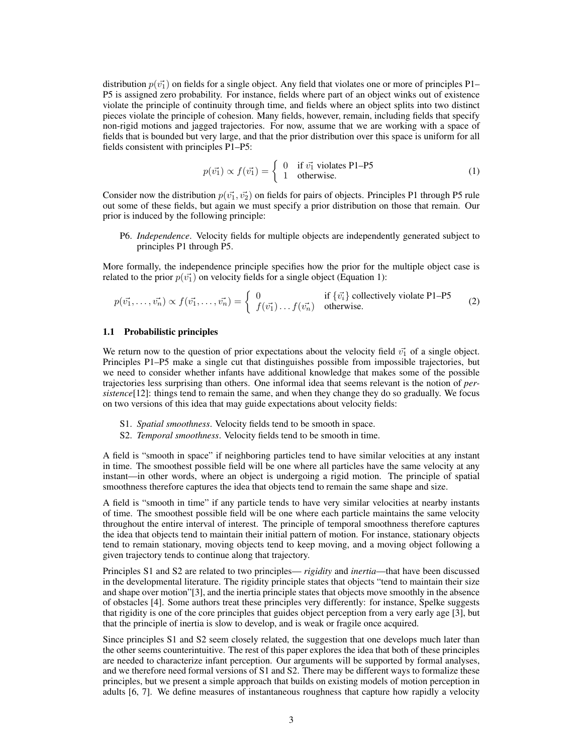distribution $p(\vec{v_1})$ on fields for a single object. Any field that violates one or more of principles P1–P5 is assigned zero probability. For instance, fields where part of an object winks out of existence violate the principle of continuity through time, and fields where an object splits into two distinct pieces violate the principle of cohesion. Many fields, however, remain, including fields that specify non-rigid motions and jagged trajectories. For now, assume that we are working with a space of fields that is bounded but very large, and that the prior distribution over this space is uniform for all fields consistent with principles P1–P5:

$$p(\vec{v_1}) \propto f(\vec{v_1}) = \begin{cases} 0 & \text{if } \vec{v_1} \text{ violates P1–P5} \\ 1 & \text{otherwise.} \end{cases} \tag{1}$$

Consider now the distribution $p(\vec{v_1}, \vec{v_2})$ on fields for pairs of objects. Principles P1 through P5 rule out some of these fields, but again we must specify a prior distribution on those that remain. Our prior is induced by the following principle:

P6. *Independence*. Velocity fields for multiple objects are independently generated subject to principles P1 through P5.

More formally, the independence principle specifies how the prior for the multiple object case is related to the prior $p(\vec{v_1})$ on velocity fields for a single object (Equation 1):

$$p(\vec{v_1}, \ldots, \vec{v_n}) \propto f(\vec{v_1}, \ldots, \vec{v_n}) = \begin{cases} 0 & \text{if } \{\vec{v_i}\} \text{ collectively violate P1–P5} \\ f(\vec{v_1}) \ldots f(\vec{v_n}) & \text{otherwise.} \end{cases} \tag{2}$$

### 1.1 Probabilistic principles

We return now to the question of prior expectations about the velocity field $\vec{v_1}$ of a single object. Principles P1–P5 make a single cut that distinguishes possible from impossible trajectories, but we need to consider whether infants have additional knowledge that makes some of the possible trajectories less surprising than others. One informal idea that seems relevant is the notion of *persistence*[12]: things tend to remain the same, and when they change they do so gradually. We focus on two versions of this idea that may guide expectations about velocity fields:

S1. *Spatial smoothness*. Velocity fields tend to be smooth in space.

S2. *Temporal smoothness*. Velocity fields tend to be smooth in time.

A field is "smooth in space" if neighboring particles tend to have similar velocities at any instant in time. The smoothest possible field will be one where all particles have the same velocity at any instant—in other words, where an object is undergoing a rigid motion. The principle of spatial smoothness therefore captures the idea that objects tend to remain the same shape and size.

A field is "smooth in time" if any particle tends to have very similar velocities at nearby instants of time. The smoothest possible field will be one where each particle maintains the same velocity throughout the entire interval of interest. The principle of temporal smoothness therefore captures the idea that objects tend to maintain their initial pattern of motion. For instance, stationary objects tend to remain stationary, moving objects tend to keep moving, and a moving object following a given trajectory tends to continue along that trajectory.

Principles S1 and S2 are related to two principles— *rigidity* and *inertia*—that have been discussed in the developmental literature. The rigidity principle states that objects "tend to maintain their size and shape over motion"[3], and the inertia principle states that objects move smoothly in the absence of obstacles [4]. Some authors treat these principles very differently: for instance, Spelke suggests that rigidity is one of the core principles that guides object perception from a very early age [3], but that the principle of inertia is slow to develop, and is weak or fragile once acquired.

Since principles S1 and S2 seem closely related, the suggestion that one develops much later than the other seems counterintuitive. The rest of this paper explores the idea that both of these principles are needed to characterize infant perception. Our arguments will be supported by formal analyses, and we therefore need formal versions of S1 and S2. There may be different ways to formalize these principles, but we present a simple approach that builds on existing models of motion perception in adults [6, 7]. We define measures of instantaneous roughness that capture how rapidly a velocity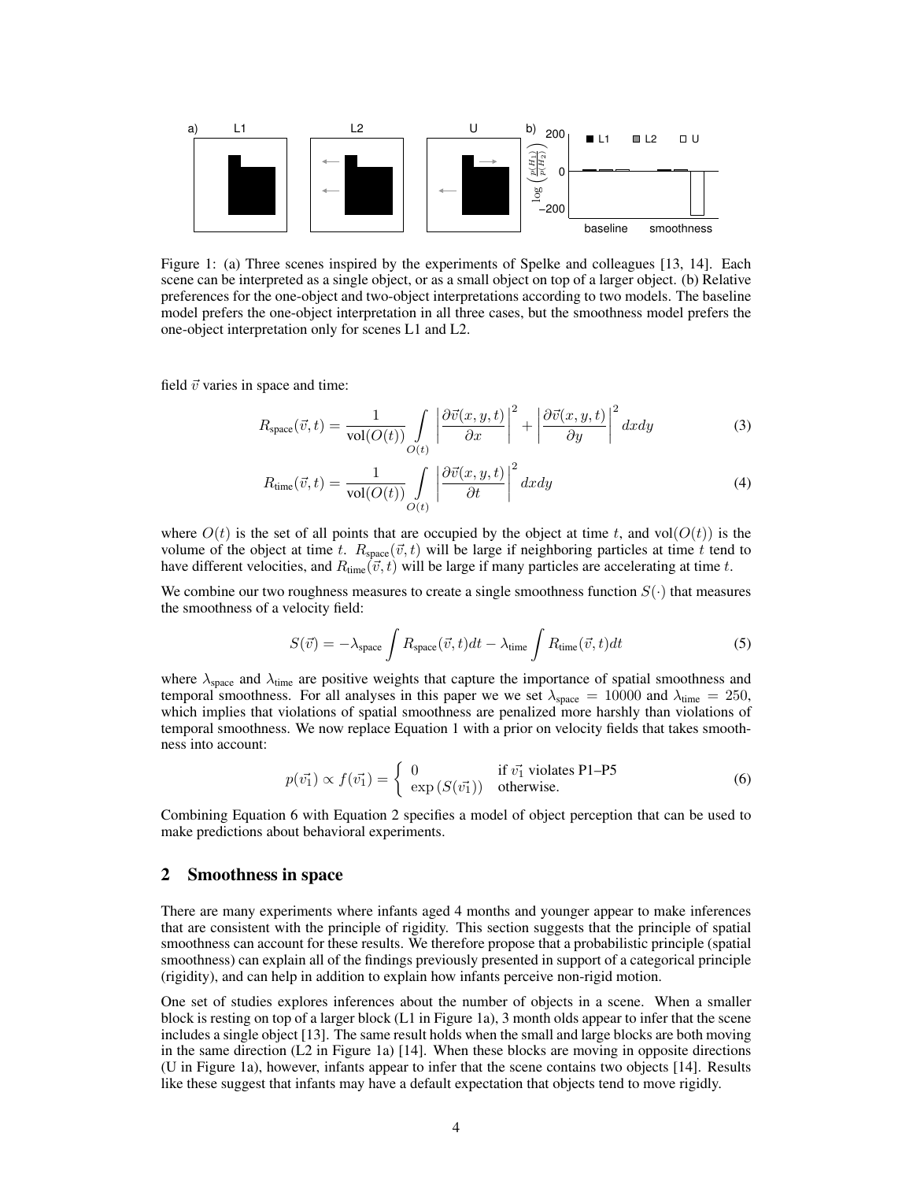Figure 1: (a) Three scenes inspired by the experiments of Spelke and colleagues [13, 14]. Each scene can be interpreted as a single object, or as a small object on top of a larger object. (b) Relative preferences for the one-object and two-object interpretations according to two models. The baseline model prefers the one-object interpretation in all three cases, but the smoothness model prefers the one-object interpretation only for scenes L1 and L2.

field $\vec{v}$ varies in space and time:

$$R_{\text{space}}(\vec{v}, t) = \frac{1}{\text{vol}(O(t))} \int_{O(t)} \left| \frac{\partial \vec{v}(x,y,t)}{\partial x} \right|^2 + \left| \frac{\partial \vec{v}(x,y,t)}{\partial y} \right|^2 dx dy \tag{3}$$

$$R_{\text{time}}(\vec{v}, t) = \frac{1}{\text{vol}(O(t))} \int_{O(t)} \left| \frac{\partial \vec{v}(x,y,t)}{\partial t} \right|^2 dx dy \tag{4}$$

where $O(t)$ is the set of all points that are occupied by the object at time $t$, and $\text{vol}(O(t))$ is the volume of the object at time $t$. $R_{\text{space}}(\vec{v}, t)$ will be large if neighboring particles at time $t$ tend to have different velocities, and $R_{\text{time}}(\vec{v}, t)$ will be large if many particles are accelerating at time $t$.

We combine our two roughness measures to create a single smoothness function $S(\cdot)$ that measures the smoothness of a velocity field:

$$S(\vec{v}) = -\lambda_{\text{space}} \int R_{\text{space}}(\vec{v}, t) dt - \lambda_{\text{time}} \int R_{\text{time}}(\vec{v}, t) dt \tag{5}$$

where $\lambda_{\text{space}}$ and $\lambda_{\text{time}}$ are positive weights that capture the importance of spatial smoothness and temporal smoothness. For all analyses in this paper we we set $\lambda_{\text{space}} = 10000$ and $\lambda_{\text{time}} = 250$, which implies that violations of spatial smoothness are penalized more harshly than violations of temporal smoothness. We now replace Equation 1 with a prior on velocity fields that takes smoothness into account:

$$p(\vec{v_1}) \propto f(\vec{v_1}) = \begin{cases} 0 & \text{if } \vec{v_1} \text{ violates P1–P5} \\ \exp\left(S(\vec{v_1})\right) & \text{otherwise.} \end{cases} \tag{6}$$

Combining Equation 6 with Equation 2 specifies a model of object perception that can be used to make predictions about behavioral experiments.

## 2 Smoothness in space

There are many experiments where infants aged 4 months and younger appear to make inferences that are consistent with the principle of rigidity. This section suggests that the principle of spatial smoothness can account for these results. We therefore propose that a probabilistic principle (spatial smoothness) can explain all of the findings previously presented in support of a categorical principle (rigidity), and can help in addition to explain how infants perceive non-rigid motion.

One set of studies explores inferences about the number of objects in a scene. When a smaller block is resting on top of a larger block (L1 in Figure 1a), 3 month olds appear to infer that the scene includes a single object [13]. The same result holds when the small and large blocks are both moving in the same direction (L2 in Figure 1a) [14]. When these blocks are moving in opposite directions (U in Figure 1a), however, infants appear to infer that the scene contains two objects [14]. Results like these suggest that infants may have a default expectation that objects tend to move rigidly.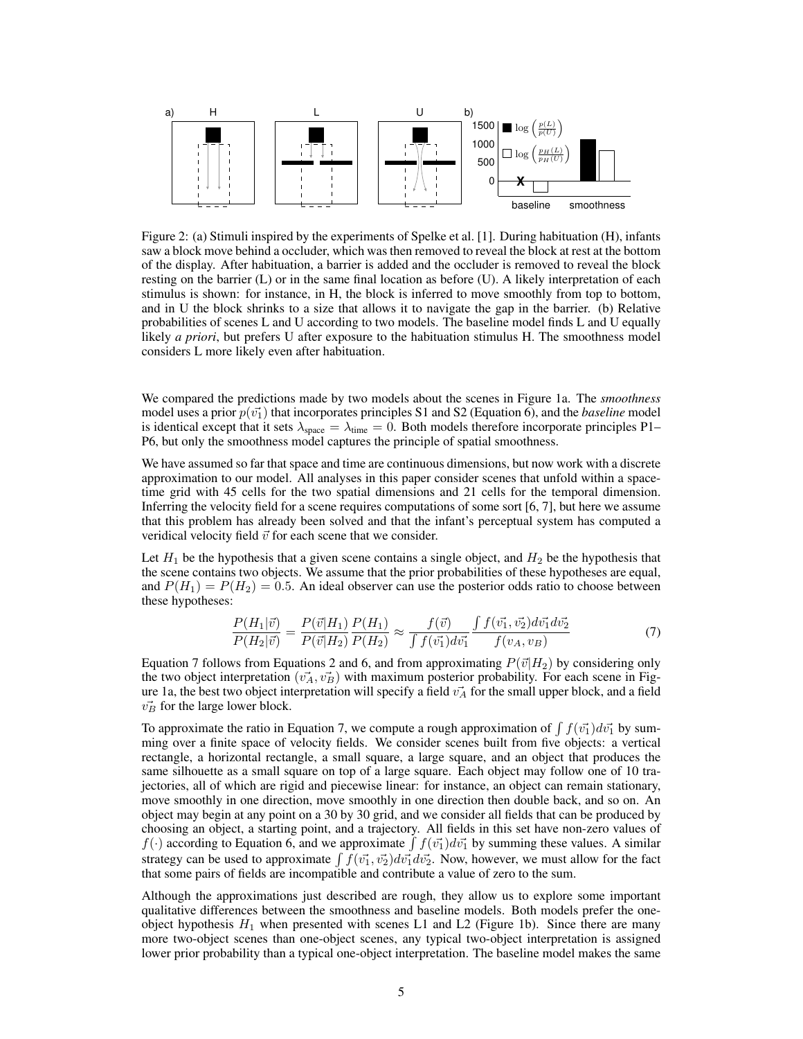Figure 2: (a) Stimuli inspired by the experiments of Spelke et al. [1]. During habituation (H), infants saw a block move behind a occluder, which was then removed to reveal the block at rest at the bottom of the display. After habituation, a barrier is added and the occluder is removed to reveal the block resting on the barrier (L) or in the same final location as before (U). A likely interpretation of each stimulus is shown: for instance, in H, the block is inferred to move smoothly from top to bottom, and in U the block shrinks to a size that allows it to navigate the gap in the barrier. (b) Relative probabilities of scenes L and U according to two models. The baseline model finds L and U equally likely *a priori*, but prefers U after exposure to the habituation stimulus H. The smoothness model considers L more likely even after habituation.

We compared the predictions made by two models about the scenes in Figure 1a. The *smoothness* model uses a prior $p(\vec{v_1})$ that incorporates principles S1 and S2 (Equation 6), and the *baseline* model is identical except that it sets $\lambda_{\text{space}} = \lambda_{\text{time}} = 0$. Both models therefore incorporate principles P1–P6, but only the smoothness model captures the principle of spatial smoothness.

We have assumed so far that space and time are continuous dimensions, but now work with a discrete approximation to our model. All analyses in this paper consider scenes that unfold within a space-time grid with 45 cells for the two spatial dimensions and 21 cells for the temporal dimension. Inferring the velocity field for a scene requires computations of some sort [6, 7], but here we assume that this problem has already been solved and that the infant's perceptual system has computed a veridical velocity field $\vec{v}$ for each scene that we consider.

Let $H_1$ be the hypothesis that a given scene contains a single object, and $H_2$ be the hypothesis that the scene contains two objects. We assume that the prior probabilities of these hypotheses are equal, and $P(H_1) = P(H_2) = 0.5$. An ideal observer can use the posterior odds ratio to choose between these hypotheses:

$$\frac{P(H_1|\vec{v})}{P(H_2|\vec{v})} = \frac{P(\vec{v}|H_1)}{P(\vec{v}|H_2)} \frac{P(H_1)}{P(H_2)} \approx \frac{f(\vec{v})}{\int f(\vec{v_1}) d\vec{v_1}} \frac{\int f(\vec{v_1}, \vec{v_2}) d\vec{v_1} d\vec{v_2}}{f(v_A, v_B)} \tag{7}$$

Equation 7 follows from Equations 2 and 6, and from approximating $P(\vec{v}|H_2)$ by considering only the two object interpretation $(\vec{v_A}, \vec{v_B})$ with maximum posterior probability. For each scene in Figure 1a, the best two object interpretation will specify a field $\vec{v_A}$ for the small upper block, and a field $\vec{v_B}$ for the large lower block.

To approximate the ratio in Equation 7, we compute a rough approximation of $\int f(\vec{v_1}) d\vec{v_1}$ by summing over a finite space of velocity fields. We consider scenes built from five objects: a vertical rectangle, a horizontal rectangle, a small square, a large square, and an object that produces the same silhouette as a small square on top of a large square. Each object may follow one of 10 trajectories, all of which are rigid and piecewise linear: for instance, an object can remain stationary, move smoothly in one direction, move smoothly in one direction then double back, and so on. An object may begin at any point on a 30 by 30 grid, and we consider all fields that can be produced by choosing an object, a starting point, and a trajectory. All fields in this set have non-zero values of $f(\cdot)$ according to Equation 6, and we approximate $\int f(\vec{v_1}) d\vec{v_1}$ by summing these values. A similar strategy can be used to approximate $\int f(\vec{v_1}, \vec{v_2}) d\vec{v_1} d\vec{v_2}$. Now, however, we must allow for the fact that some pairs of fields are incompatible and contribute a value of zero to the sum.

Although the approximations just described are rough, they allow us to explore some important qualitative differences between the smoothness and baseline models. Both models prefer the one-object hypothesis $H_1$ when presented with scenes L1 and L2 (Figure 1b). Since there are many more two-object scenes than one-object scenes, any typical two-object interpretation is assigned lower prior probability than a typical one-object interpretation. The baseline model makes the same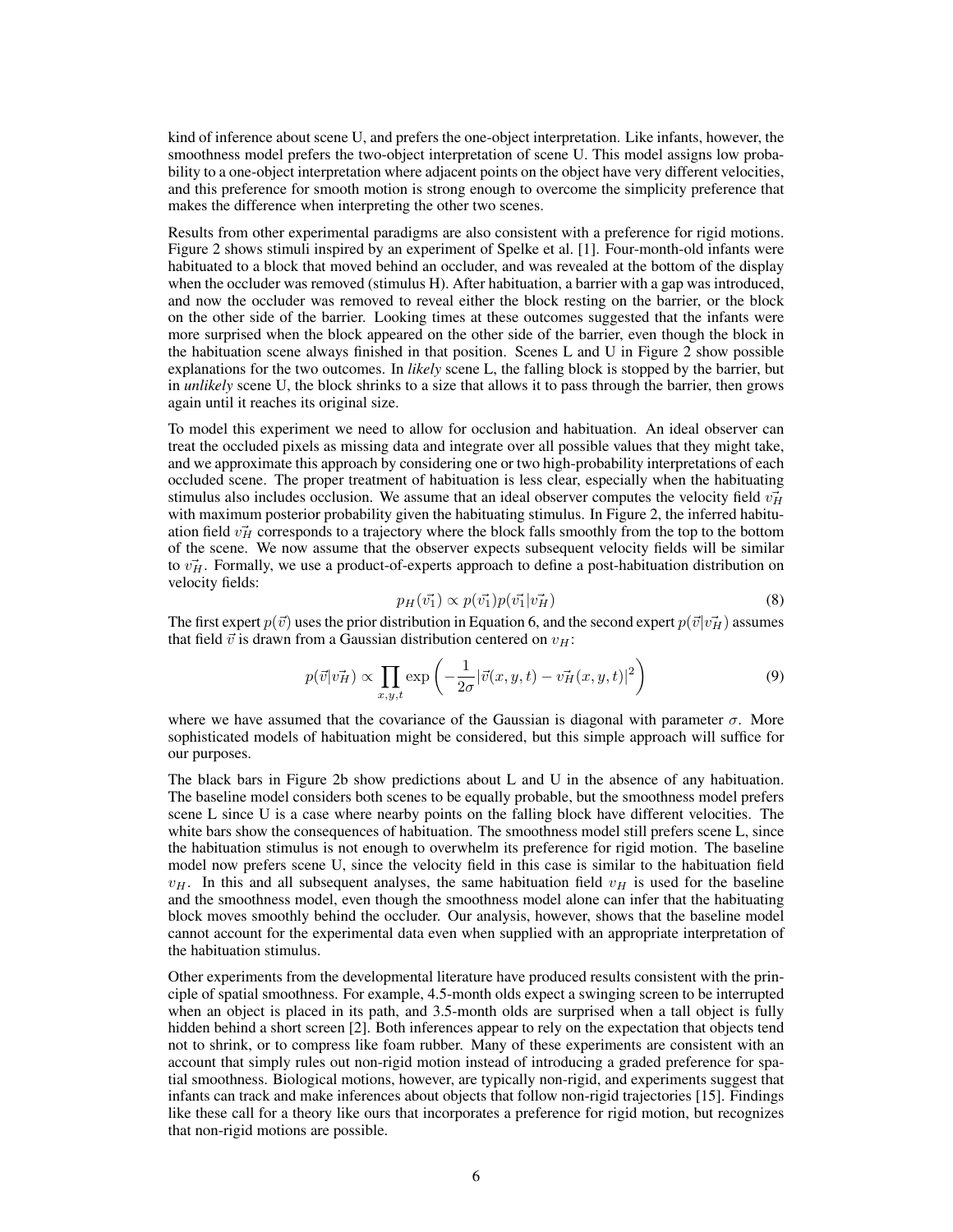kind of inference about scene U, and prefers the one-object interpretation. Like infants, however, the smoothness model prefers the two-object interpretation of scene U. This model assigns low probability to a one-object interpretation where adjacent points on the object have very different velocities, and this preference for smooth motion is strong enough to overcome the simplicity preference that makes the difference when interpreting the other two scenes.

Results from other experimental paradigms are also consistent with a preference for rigid motions. Figure 2 shows stimuli inspired by an experiment of Spelke et al. [1]. Four-month-old infants were habituated to a block that moved behind an occluder, and was revealed at the bottom of the display when the occluder was removed (stimulus H). After habituation, a barrier with a gap was introduced, and now the occluder was removed to reveal either the block resting on the barrier, or the block on the other side of the barrier. Looking times at these outcomes suggested that the infants were more surprised when the block appeared on the other side of the barrier, even though the block in the habituation scene always finished in that position. Scenes L and U in Figure 2 show possible explanations for the two outcomes. In *likely* scene L, the falling block is stopped by the barrier, but in *unlikely* scene U, the block shrinks to a size that allows it to pass through the barrier, then grows again until it reaches its original size.

To model this experiment we need to allow for occlusion and habituation. An ideal observer can treat the occluded pixels as missing data and integrate over all possible values that they might take, and we approximate this approach by considering one or two high-probability interpretations of each occluded scene. The proper treatment of habituation is less clear, especially when the habituating stimulus also includes occlusion. We assume that an ideal observer computes the velocity field $\vec{v_H}$ with maximum posterior probability given the habituating stimulus. In Figure 2, the inferred habituation field $\vec{v_H}$ corresponds to a trajectory where the block falls smoothly from the top to the bottom of the scene. We now assume that the observer expects subsequent velocity fields will be similar to $\vec{v_H}$. Formally, we use a product-of-experts approach to define a post-habituation distribution on velocity fields:

$$p_H(\vec{v_1}) \propto p(\vec{v_1})p(\vec{v_1}|\vec{v_H}) \tag{8}$$

The first expert $p(\vec{v})$ uses the prior distribution in Equation 6, and the second expert $p(\vec{v}|\vec{v_H})$ assumes that field $\vec{v}$ is drawn from a Gaussian distribution centered on $v_H$:

$$p(\vec{v}|\vec{v_H}) \propto \prod_{x,y,t} \exp\left(-\frac{1}{2\sigma}|\vec{v}(x,y,t) - \vec{v_H}(x,y,t)|^2\right) \tag{9}$$

where we have assumed that the covariance of the Gaussian is diagonal with parameter $\sigma$. More sophisticated models of habituation might be considered, but this simple approach will suffice for our purposes.

The black bars in Figure 2b show predictions about L and U in the absence of any habituation. The baseline model considers both scenes to be equally probable, but the smoothness model prefers scene L since U is a case where nearby points on the falling block have different velocities. The white bars show the consequences of habituation. The smoothness model still prefers scene L, since the habituation stimulus is not enough to overwhelm its preference for rigid motion. The baseline model now prefers scene U, since the velocity field in this case is similar to the habituation field $v_H$. In this and all subsequent analyses, the same habituation field $v_H$ is used for the baseline and the smoothness model, even though the smoothness model alone can infer that the habituating block moves smoothly behind the occluder. Our analysis, however, shows that the baseline model cannot account for the experimental data even when supplied with an appropriate interpretation of the habituation stimulus.

Other experiments from the developmental literature have produced results consistent with the principle of spatial smoothness. For example, 4.5-month olds expect a swinging screen to be interrupted when an object is placed in its path, and 3.5-month olds are surprised when a tall object is fully hidden behind a short screen [2]. Both inferences appear to rely on the expectation that objects tend not to shrink, or to compress like foam rubber. Many of these experiments are consistent with an account that simply rules out non-rigid motion instead of introducing a graded preference for spatial smoothness. Biological motions, however, are typically non-rigid, and experiments suggest that infants can track and make inferences about objects that follow non-rigid trajectories [15]. Findings like these call for a theory like ours that incorporates a preference for rigid motion, but recognizes that non-rigid motions are possible.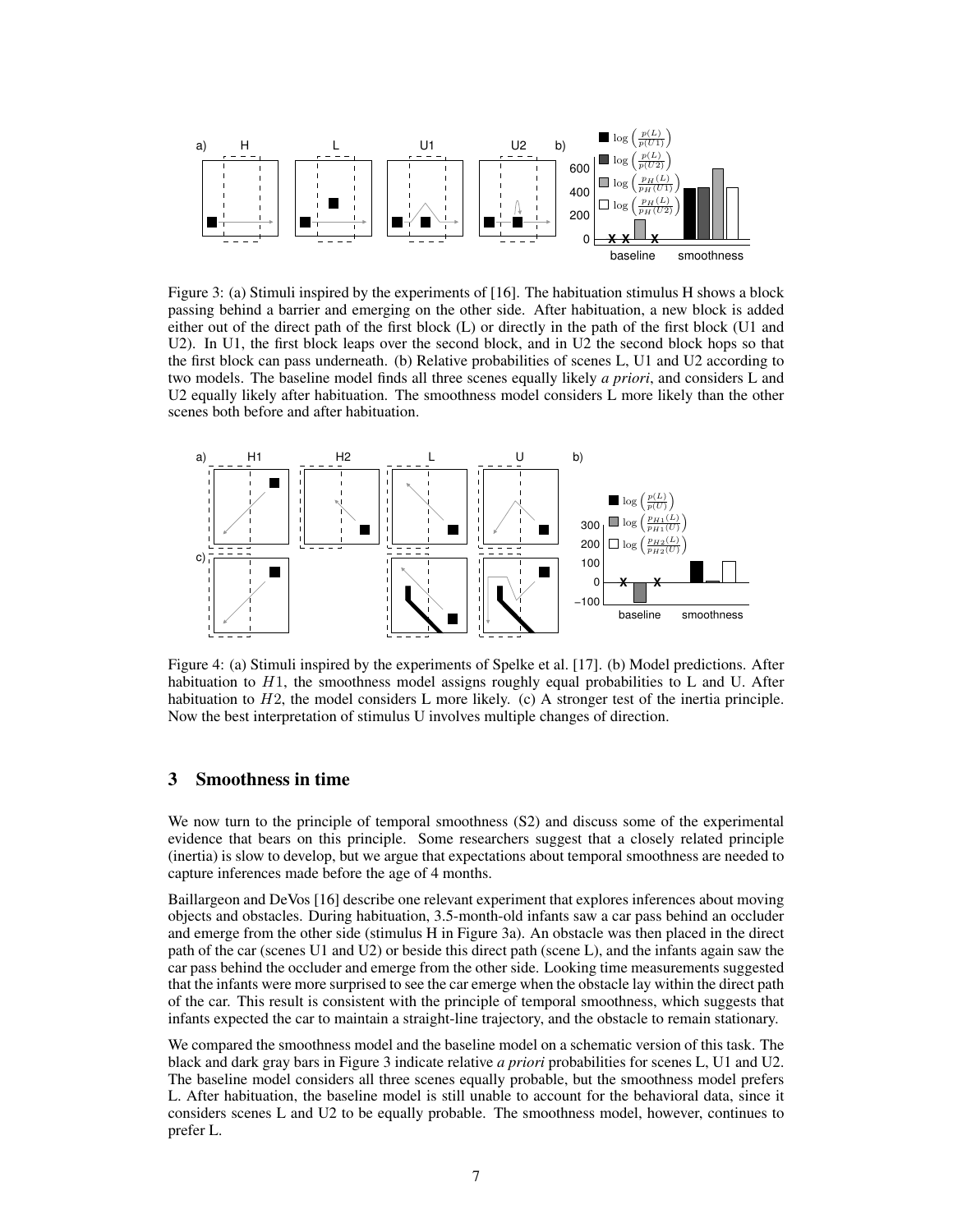Figure 3: (a) Stimuli inspired by the experiments of [16]. The habituation stimulus H shows a block passing behind a barrier and emerging on the other side. After habituation, a new block is added either out of the direct path of the first block (L) or directly in the path of the first block (U1 and U2). In U1, the first block leaps over the second block, and in U2 the second block hops so that the first block can pass underneath. (b) Relative probabilities of scenes L, U1 and U2 according to two models. The baseline model finds all three scenes equally likely *a priori*, and considers L and U2 equally likely after habituation. The smoothness model considers L more likely than the other scenes both before and after habituation.

Figure 4: (a) Stimuli inspired by the experiments of Spelke et al. [17]. (b) Model predictions. After habituation to $H1$, the smoothness model assigns roughly equal probabilities to L and U. After habituation to $H2$, the model considers L more likely. (c) A stronger test of the inertia principle. Now the best interpretation of stimulus U involves multiple changes of direction.

## 3 Smoothness in time

We now turn to the principle of temporal smoothness (S2) and discuss some of the experimental evidence that bears on this principle. Some researchers suggest that a closely related principle (inertia) is slow to develop, but we argue that expectations about temporal smoothness are needed to capture inferences made before the age of 4 months.

Baillargeon and DeVos [16] describe one relevant experiment that explores inferences about moving objects and obstacles. During habituation, 3.5-month-old infants saw a car pass behind an occluder and emerge from the other side (stimulus H in Figure 3a). An obstacle was then placed in the direct path of the car (scenes U1 and U2) or beside this direct path (scene L), and the infants again saw the car pass behind the occluder and emerge from the other side. Looking time measurements suggested that the infants were more surprised to see the car emerge when the obstacle lay within the direct path of the car. This result is consistent with the principle of temporal smoothness, which suggests that infants expected the car to maintain a straight-line trajectory, and the obstacle to remain stationary.

We compared the smoothness model and the baseline model on a schematic version of this task. The black and dark gray bars in Figure 3 indicate relative *a priori* probabilities for scenes L, U1 and U2. The baseline model considers all three scenes equally probable, but the smoothness model prefers L. After habituation, the baseline model is still unable to account for the behavioral data, since it considers scenes L and U2 to be equally probable. The smoothness model, however, continues to prefer L.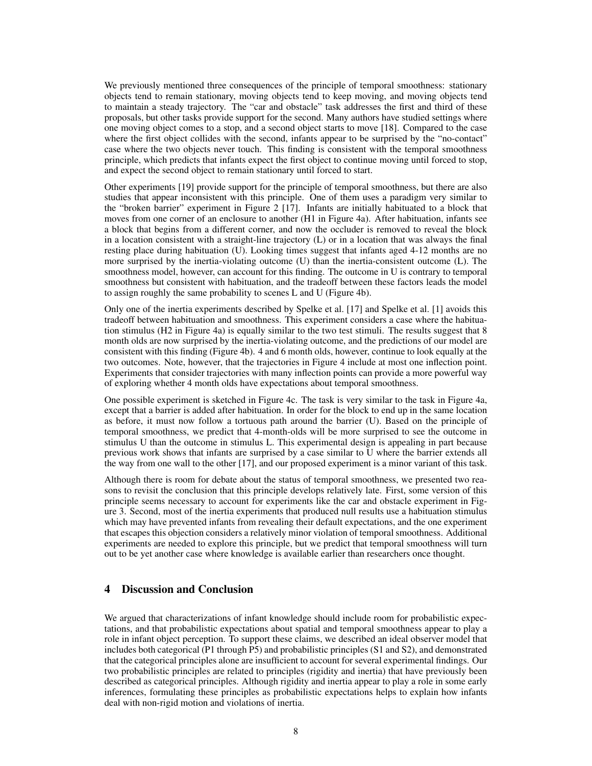We previously mentioned three consequences of the principle of temporal smoothness: stationary objects tend to remain stationary, moving objects tend to keep moving, and moving objects tend to maintain a steady trajectory. The "car and obstacle" task addresses the first and third of these proposals, but other tasks provide support for the second. Many authors have studied settings where one moving object comes to a stop, and a second object starts to move [18]. Compared to the case where the first object collides with the second, infants appear to be surprised by the "no-contact" case where the two objects never touch. This finding is consistent with the temporal smoothness principle, which predicts that infants expect the first object to continue moving until forced to stop, and expect the second object to remain stationary until forced to start.

Other experiments [19] provide support for the principle of temporal smoothness, but there are also studies that appear inconsistent with this principle. One of them uses a paradigm very similar to the "broken barrier" experiment in Figure 2 [17]. Infants are initially habituated to a block that moves from one corner of an enclosure to another (H1 in Figure 4a). After habituation, infants see a block that begins from a different corner, and now the occluder is removed to reveal the block in a location consistent with a straight-line trajectory (L) or in a location that was always the final resting place during habituation (U). Looking times suggest that infants aged 4-12 months are no more surprised by the inertia-violating outcome (U) than the inertia-consistent outcome (L). The smoothness model, however, can account for this finding. The outcome in U is contrary to temporal smoothness but consistent with habituation, and the tradeoff between these factors leads the model to assign roughly the same probability to scenes L and U (Figure 4b).

Only one of the inertia experiments described by Spelke et al. [17] and Spelke et al. [1] avoids this tradeoff between habituation and smoothness. This experiment considers a case where the habituation stimulus (H2 in Figure 4a) is equally similar to the two test stimuli. The results suggest that 8 month olds are now surprised by the inertia-violating outcome, and the predictions of our model are consistent with this finding (Figure 4b). 4 and 6 month olds, however, continue to look equally at the two outcomes. Note, however, that the trajectories in Figure 4 include at most one inflection point. Experiments that consider trajectories with many inflection points can provide a more powerful way of exploring whether 4 month olds have expectations about temporal smoothness.

One possible experiment is sketched in Figure 4c. The task is very similar to the task in Figure 4a, except that a barrier is added after habituation. In order for the block to end up in the same location as before, it must now follow a tortuous path around the barrier (U). Based on the principle of temporal smoothness, we predict that 4-month-olds will be more surprised to see the outcome in stimulus U than the outcome in stimulus L. This experimental design is appealing in part because previous work shows that infants are surprised by a case similar to U where the barrier extends all the way from one wall to the other [17], and our proposed experiment is a minor variant of this task.

Although there is room for debate about the status of temporal smoothness, we presented two reasons to revisit the conclusion that this principle develops relatively late. First, some version of this principle seems necessary to account for experiments like the car and obstacle experiment in Figure 3. Second, most of the inertia experiments that produced null results use a habituation stimulus which may have prevented infants from revealing their default expectations, and the one experiment that escapes this objection considers a relatively minor violation of temporal smoothness. Additional experiments are needed to explore this principle, but we predict that temporal smoothness will turn out to be yet another case where knowledge is available earlier than researchers once thought.

## 4 Discussion and Conclusion

We argued that characterizations of infant knowledge should include room for probabilistic expectations, and that probabilistic expectations about spatial and temporal smoothness appear to play a role in infant object perception. To support these claims, we described an ideal observer model that includes both categorical (P1 through P5) and probabilistic principles (S1 and S2), and demonstrated that the categorical principles alone are insufficient to account for several experimental findings. Our two probabilistic principles are related to principles (rigidity and inertia) that have previously been described as categorical principles. Although rigidity and inertia appear to play a role in some early inferences, formulating these principles as probabilistic expectations helps to explain how infants deal with non-rigid motion and violations of inertia.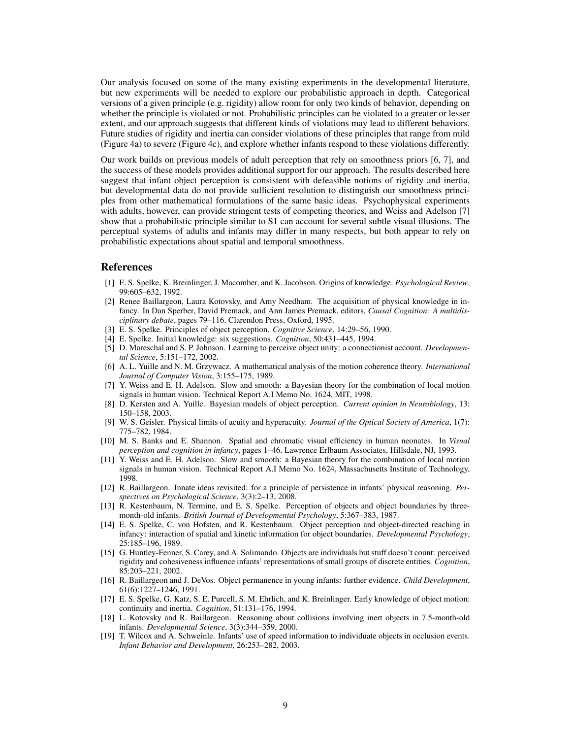Our analysis focused on some of the many existing experiments in the developmental literature, but new experiments will be needed to explore our probabilistic approach in depth. Categorical versions of a given principle (e.g. rigidity) allow room for only two kinds of behavior, depending on whether the principle is violated or not. Probabilistic principles can be violated to a greater or lesser extent, and our approach suggests that different kinds of violations may lead to different behaviors. Future studies of rigidity and inertia can consider violations of these principles that range from mild (Figure 4a) to severe (Figure 4c), and explore whether infants respond to these violations differently.

Our work builds on previous models of adult perception that rely on smoothness priors [6, 7], and the success of these models provides additional support for our approach. The results described here suggest that infant object perception is consistent with defeasible notions of rigidity and inertia, but developmental data do not provide sufficient resolution to distinguish our smoothness principles from other mathematical formulations of the same basic ideas. Psychophysical experiments with adults, however, can provide stringent tests of competing theories, and Weiss and Adelson [7] show that a probabilistic principle similar to S1 can account for several subtle visual illusions. The perceptual systems of adults and infants may differ in many respects, but both appear to rely on probabilistic expectations about spatial and temporal smoothness.

## References

[1] E. S. Spelke, K. Breinlinger, J. Macomber, and K. Jacobson. Origins of knowledge. *Psychological Review*, 99:605–632, 1992.

[2] Renee Baillargeon, Laura Kotovsky, and Amy Needham. The acquisition of physical knowledge in infancy. In Dan Sperber, David Premack, and Ann James Premack, editors, *Causal Cognition: A multidisciplinary debate*, pages 79–116. Clarendon Press, Oxford, 1995.

[3] E. S. Spelke. Principles of object perception. *Cognitive Science*, 14:29–56, 1990.

[4] E. Spelke. Initial knowledge: six suggestions. *Cognition*, 50:431–445, 1994.

[5] D. Mareschal and S. P. Johnson. Learning to perceive object unity: a connectionist account. *Developmental Science*, 5:151–172, 2002.

[6] A. L. Yuille and N. M. Grzywacz. A mathematical analysis of the motion coherence theory. *International Journal of Computer Vision*, 3:155–175, 1989.

[7] Y. Weiss and E. H. Adelson. Slow and smooth: a Bayesian theory for the combination of local motion signals in human vision. Technical Report A.I Memo No. 1624, MIT, 1998.

[8] D. Kersten and A. Yuille. Bayesian models of object perception. *Current opinion in Neurobiology*, 13: 150–158, 2003.

[9] W. S. Geisler. Physical limits of acuity and hyperacuity. *Journal of the Optical Society of America*, 1(7): 775–782, 1984.

[10] M. S. Banks and E. Shannon. Spatial and chromatic visual efficiency in human neonates. In *Visual perception and cognition in infancy*, pages 1–46. Lawrence Erlbaum Associates, Hillsdale, NJ, 1993.

[11] Y. Weiss and E. H. Adelson. Slow and smooth: a Bayesian theory for the combination of local motion signals in human vision. Technical Report A.I Memo No. 1624, Massachusetts Institute of Technology, 1998.

[12] R. Baillargeon. Innate ideas revisited: for a principle of persistence in infants' physical reasoning. *Perspectives on Psychological Science*, 3(3):2–13, 2008.

[13] R. Kestenbaum, N. Termine, and E. S. Spelke. Perception of objects and object boundaries by three-month-old infants. *British Journal of Developmental Psychology*, 5:367–383, 1987.

[14] E. S. Spelke, C. von Hofsten, and R. Kestenbaum. Object perception and object-directed reaching in infancy: interaction of spatial and kinetic information for object boundaries. *Developmental Psychology*, 25:185–196, 1989.

[15] G. Huntley-Fenner, S. Carey, and A. Solimando. Objects are individuals but stuff doesn't count: perceived rigidity and cohesiveness influence infants' representations of small groups of discrete entities. *Cognition*, 85:203–221, 2002.

[16] R. Baillargeon and J. DeVos. Object permanence in young infants: further evidence. *Child Development*, 61(6):1227–1246, 1991.

[17] E. S. Spelke, G. Katz, S. E. Purcell, S. M. Ehrlich, and K. Breinlinger. Early knowledge of object motion: continuity and inertia. *Cognition*, 51:131–176, 1994.

[18] L. Kotovsky and R. Baillargeon. Reasoning about collisions involving inert objects in 7.5-month-old infants. *Developmental Science*, 3(3):344–359, 2000.

[19] T. Wilcox and A. Schweinle. Infants' use of speed information to individuate objects in occlusion events. *Infant Behavior and Development*, 26:253–282, 2003.